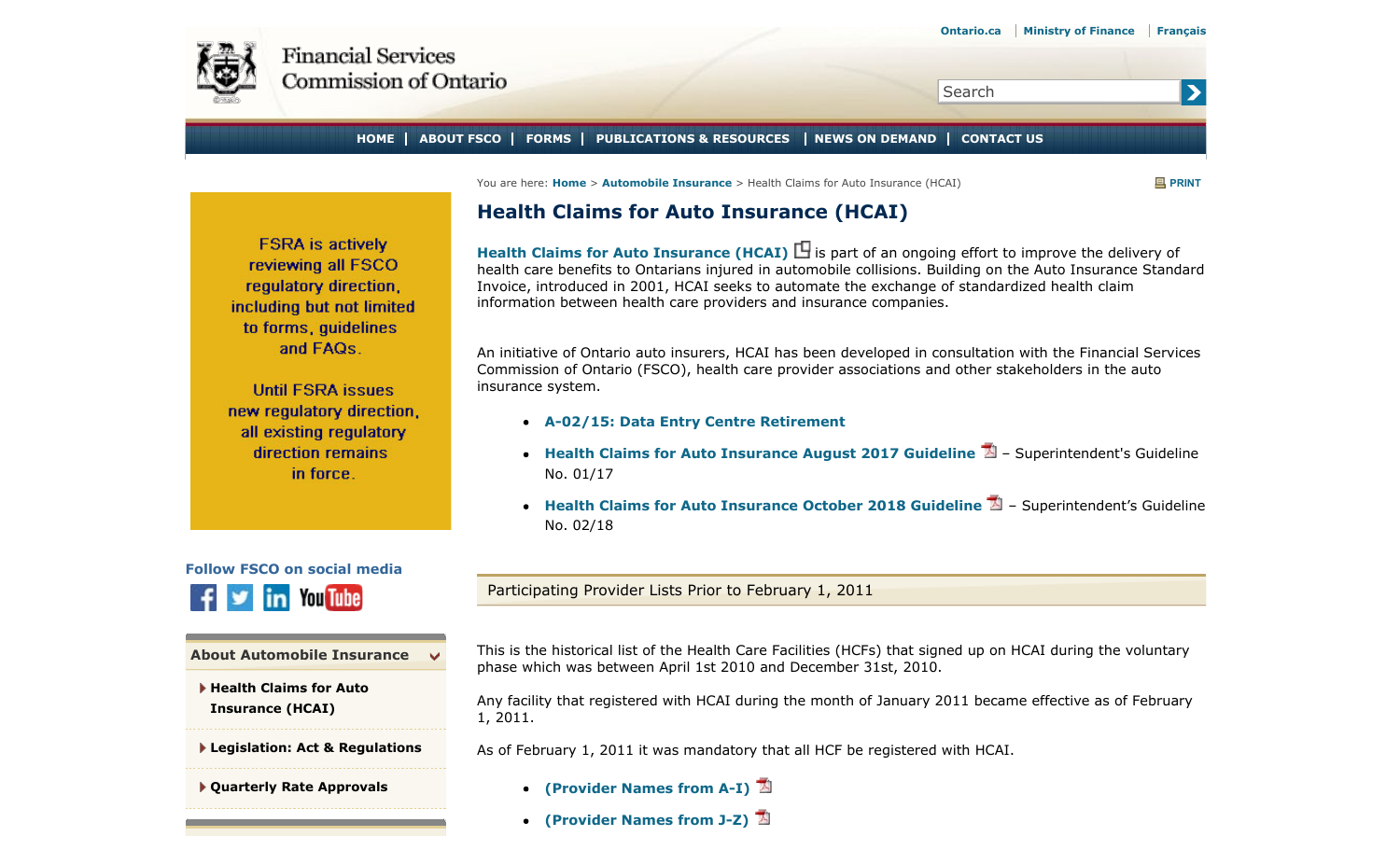Ontario.ca | Ministry of Finance | Français

Financial Services Commission of Ontario

Search

HOME | ABOUT FSCO | FORMS | PUBLICATIONS & RESOURCES | NEWS ON DEMAND | CONTACT US

You are here: **Home** > **Automobile Insurance** > Health Claims for Auto Insurance (HCAI)

PRINT

FSRA is actively reviewing all FSCO regulatory direction, including but not limited to forms, guidelines and FAQs.

Until FSRA issues new regulatory direction, all existing regulatory direction remains in force.

**Follow FSCO on social media**

**About Automobile Insurance**

- **Health Claims for Auto Insurance (HCAI)**
- **Legislation: Act & Regulations**
- **Quarterly Rate Approvals**

# Health Claims for Auto Insurance (HCAI)

**Health Claims for Auto Insurance (HCAI)** is part of an ongoing effort to improve the delivery of health care benefits to Ontarians injured in automobile collisions. Building on the Auto Insurance Standard Invoice, introduced in 2001, HCAI seeks to automate the exchange of standardized health claim information between health care providers and insurance companies.

An initiative of Ontario auto insurers, HCAI has been developed in consultation with the Financial Services Commission of Ontario (FSCO), health care provider associations and other stakeholders in the auto insurance system.

- **A-02/15: Data Entry Centre Retirement**
- **Health Claims for Auto Insurance August 2017 Guideline** – Superintendent's Guideline No. 01/17
- **Health Claims for Auto Insurance October 2018 Guideline** – Superintendent's Guideline No. 02/18

## Participating Provider Lists Prior to February 1, 2011

This is the historical list of the Health Care Facilities (HCFs) that signed up on HCAI during the voluntary phase which was between April 1st 2010 and December 31st, 2010.

Any facility that registered with HCAI during the month of January 2011 became effective as of February 1, 2011.

As of February 1, 2011 it was mandatory that all HCF be registered with HCAI.

- **(Provider Names from A-I)**
- **(Provider Names from J-Z)**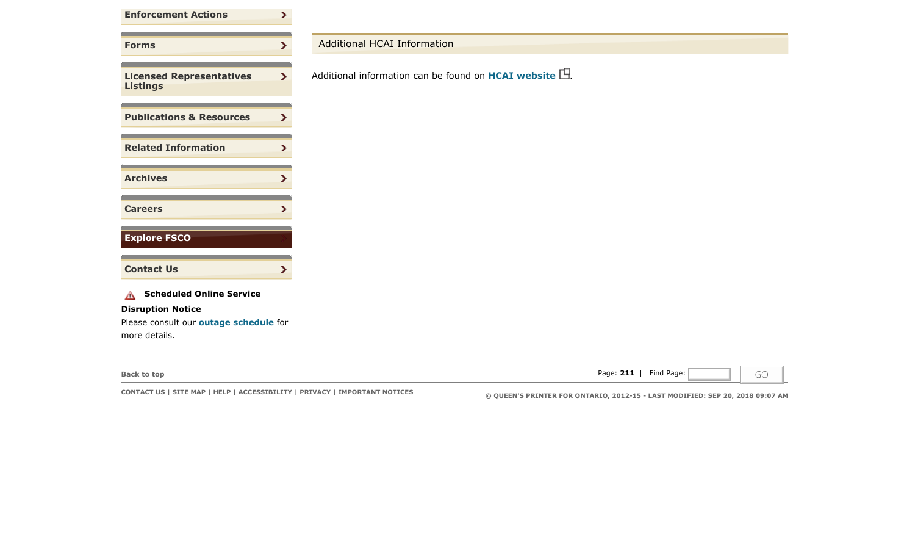- Enforcement Actions
- Forms
- Licensed Representatives Listings
- Publications & Resources
- Related Information
- Archives
- Careers
- Explore FSCO
- Contact Us

**Scheduled Online Service Disruption Notice**

Please consult our **outage schedule** for more details.

## Additional HCAI Information

Additional information can be found on **HCAI website**.

Back to top

Page: **211** | Find Page: GO

CONTACT US | SITE MAP | HELP | ACCESSIBILITY | PRIVACY | IMPORTANT NOTICES

© QUEEN'S PRINTER FOR ONTARIO, 2012-15 - LAST MODIFIED: SEP 20, 2018 09:07 AM